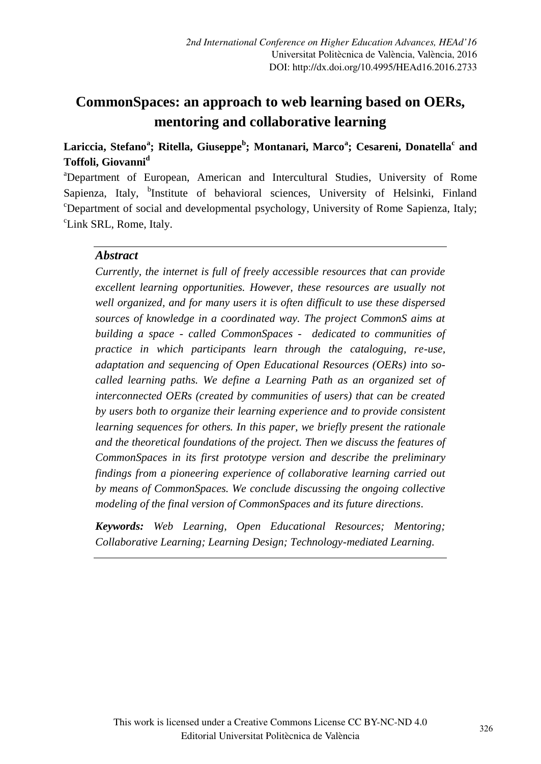# CommonSpaces: an approach to web learning based on OERs, mentoring and collaborative learning

**Lariccia, Stefano[a]; Ritella, Giuseppe[b]; Montanari, Marco[a]; Cesareni, Donatella[c] and Toffoli, Giovanni[d]**

[a]Department of European, American and Intercultural Studies, University of Rome Sapienza, Italy, [b]Institute of behavioral sciences, University of Helsinki, Finland [c]Department of social and developmental psychology, University of Rome Sapienza, Italy; [c]Link SRL, Rome, Italy.

## Abstract

*Currently, the internet is full of freely accessible resources that can provide excellent learning opportunities. However, these resources are usually not well organized, and for many users it is often difficult to use these dispersed sources of knowledge in a coordinated way. The project CommonS aims at building a space - called CommonSpaces - dedicated to communities of practice in which participants learn through the cataloguing, re-use, adaptation and sequencing of Open Educational Resources (OERs) into so-called learning paths. We define a Learning Path as an organized set of interconnected OERs (created by communities of users) that can be created by users both to organize their learning experience and to provide consistent learning sequences for others. In this paper, we briefly present the rationale and the theoretical foundations of the project. Then we discuss the features of CommonSpaces in its first prototype version and describe the preliminary findings from a pioneering experience of collaborative learning carried out by means of CommonSpaces. We conclude discussing the ongoing collective modeling of the final version of CommonSpaces and its future directions.*

***Keywords:*** *Web Learning, Open Educational Resources; Mentoring; Collaborative Learning; Learning Design; Technology-mediated Learning.*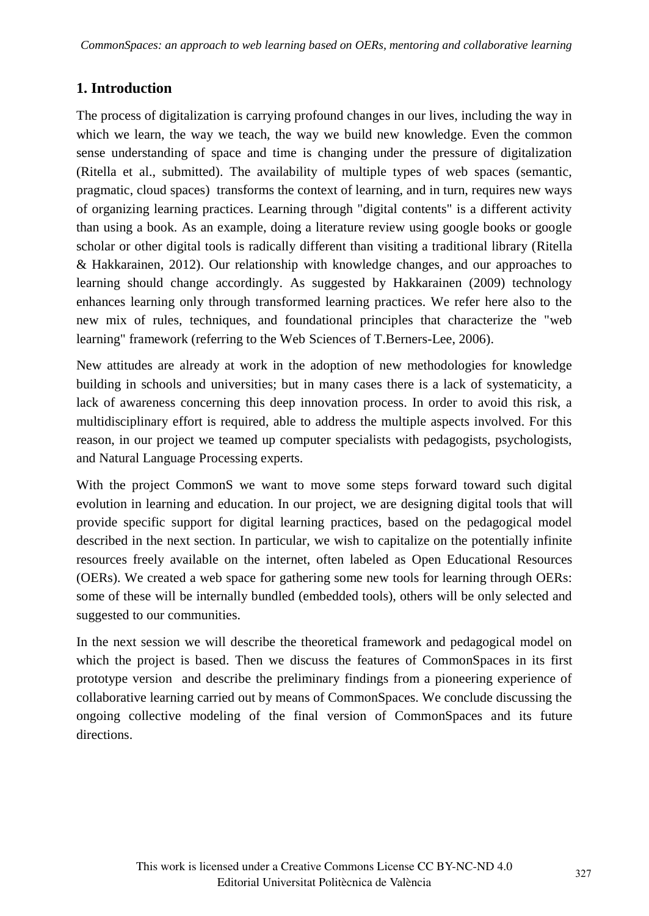## 1. Introduction

The process of digitalization is carrying profound changes in our lives, including the way in which we learn, the way we teach, the way we build new knowledge. Even the common sense understanding of space and time is changing under the pressure of digitalization (Ritella et al., submitted). The availability of multiple types of web spaces (semantic, pragmatic, cloud spaces) transforms the context of learning, and in turn, requires new ways of organizing learning practices. Learning through "digital contents" is a different activity than using a book. As an example, doing a literature review using google books or google scholar or other digital tools is radically different than visiting a traditional library (Ritella & Hakkarainen, 2012). Our relationship with knowledge changes, and our approaches to learning should change accordingly. As suggested by Hakkarainen (2009) technology enhances learning only through transformed learning practices. We refer here also to the new mix of rules, techniques, and foundational principles that characterize the "web learning" framework (referring to the Web Sciences of T.Berners-Lee, 2006).

New attitudes are already at work in the adoption of new methodologies for knowledge building in schools and universities; but in many cases there is a lack of systematicity, a lack of awareness concerning this deep innovation process. In order to avoid this risk, a multidisciplinary effort is required, able to address the multiple aspects involved. For this reason, in our project we teamed up computer specialists with pedagogists, psychologists, and Natural Language Processing experts.

With the project CommonS we want to move some steps forward toward such digital evolution in learning and education. In our project, we are designing digital tools that will provide specific support for digital learning practices, based on the pedagogical model described in the next section. In particular, we wish to capitalize on the potentially infinite resources freely available on the internet, often labeled as Open Educational Resources (OERs). We created a web space for gathering some new tools for learning through OERs: some of these will be internally bundled (embedded tools), others will be only selected and suggested to our communities.

In the next session we will describe the theoretical framework and pedagogical model on which the project is based. Then we discuss the features of CommonSpaces in its first prototype version and describe the preliminary findings from a pioneering experience of collaborative learning carried out by means of CommonSpaces. We conclude discussing the ongoing collective modeling of the final version of CommonSpaces and its future directions.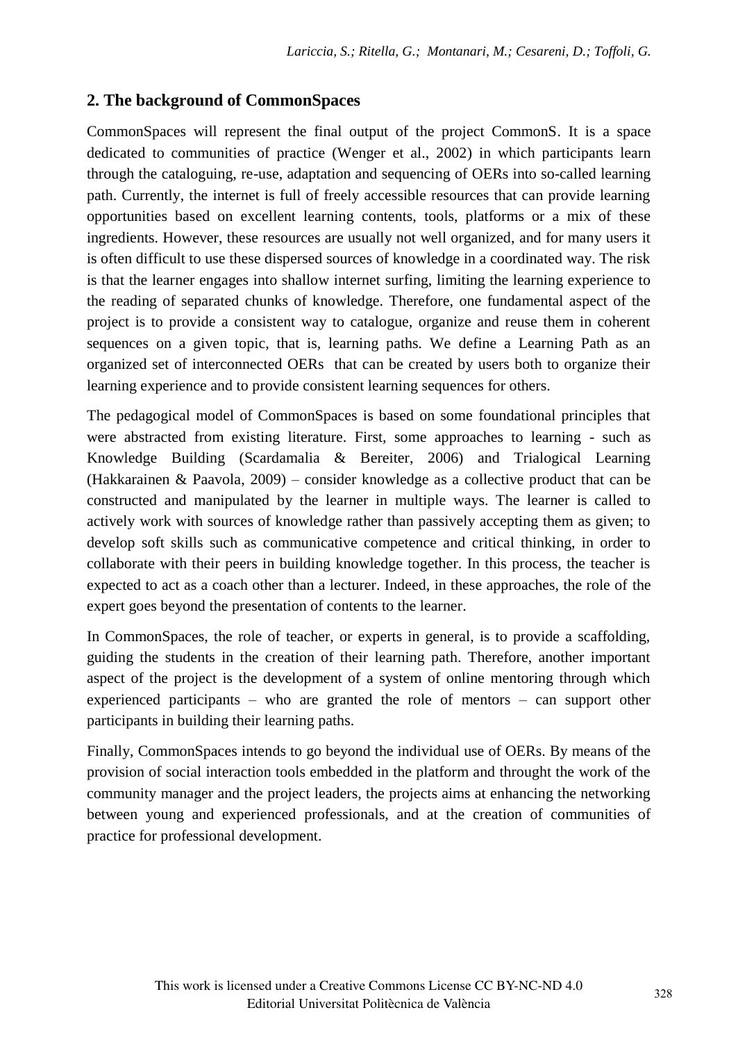## 2. The background of CommonSpaces

CommonSpaces will represent the final output of the project CommonS. It is a space dedicated to communities of practice (Wenger et al., 2002) in which participants learn through the cataloguing, re-use, adaptation and sequencing of OERs into so-called learning path. Currently, the internet is full of freely accessible resources that can provide learning opportunities based on excellent learning contents, tools, platforms or a mix of these ingredients. However, these resources are usually not well organized, and for many users it is often difficult to use these dispersed sources of knowledge in a coordinated way. The risk is that the learner engages into shallow internet surfing, limiting the learning experience to the reading of separated chunks of knowledge. Therefore, one fundamental aspect of the project is to provide a consistent way to catalogue, organize and reuse them in coherent sequences on a given topic, that is, learning paths. We define a Learning Path as an organized set of interconnected OERs that can be created by users both to organize their learning experience and to provide consistent learning sequences for others.

The pedagogical model of CommonSpaces is based on some foundational principles that were abstracted from existing literature. First, some approaches to learning - such as Knowledge Building (Scardamalia & Bereiter, 2006) and Trialogical Learning (Hakkarainen & Paavola, 2009) – consider knowledge as a collective product that can be constructed and manipulated by the learner in multiple ways. The learner is called to actively work with sources of knowledge rather than passively accepting them as given; to develop soft skills such as communicative competence and critical thinking, in order to collaborate with their peers in building knowledge together. In this process, the teacher is expected to act as a coach other than a lecturer. Indeed, in these approaches, the role of the expert goes beyond the presentation of contents to the learner.

In CommonSpaces, the role of teacher, or experts in general, is to provide a scaffolding, guiding the students in the creation of their learning path. Therefore, another important aspect of the project is the development of a system of online mentoring through which experienced participants – who are granted the role of mentors – can support other participants in building their learning paths.

Finally, CommonSpaces intends to go beyond the individual use of OERs. By means of the provision of social interaction tools embedded in the platform and throught the work of the community manager and the project leaders, the projects aims at enhancing the networking between young and experienced professionals, and at the creation of communities of practice for professional development.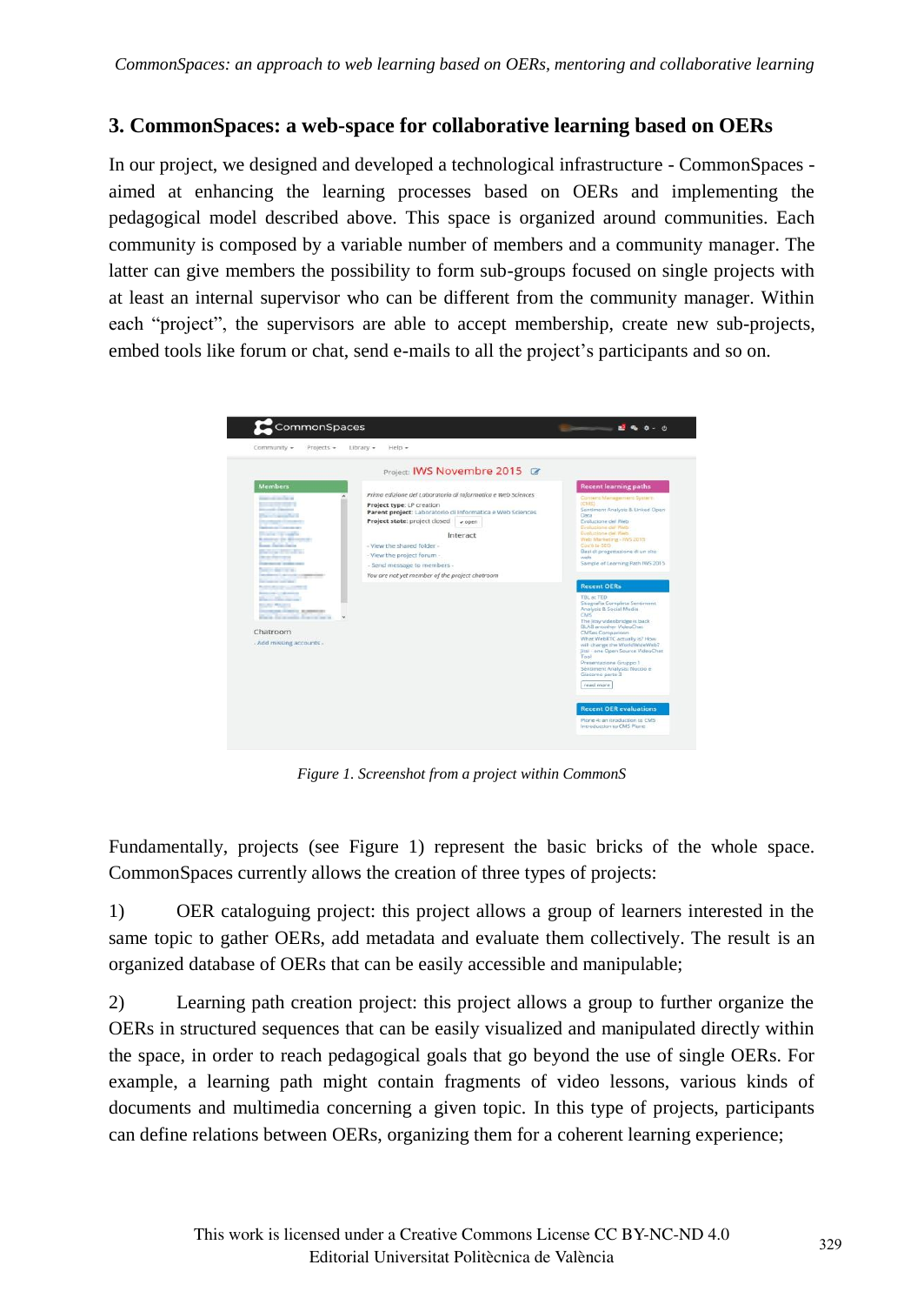## 3. CommonSpaces: a web-space for collaborative learning based on OERs

In our project, we designed and developed a technological infrastructure - CommonSpaces - aimed at enhancing the learning processes based on OERs and implementing the pedagogical model described above. This space is organized around communities. Each community is composed by a variable number of members and a community manager. The latter can give members the possibility to form sub-groups focused on single projects with at least an internal supervisor who can be different from the community manager. Within each "project", the supervisors are able to accept membership, create new sub-projects, embed tools like forum or chat, send e-mails to all the project's participants and so on.

*Figure 1. Screenshot from a project within CommonS*

Fundamentally, projects (see Figure 1) represent the basic bricks of the whole space. CommonSpaces currently allows the creation of three types of projects:

1) OER cataloguing project: this project allows a group of learners interested in the same topic to gather OERs, add metadata and evaluate them collectively. The result is an organized database of OERs that can be easily accessible and manipulable;

2) Learning path creation project: this project allows a group to further organize the OERs in structured sequences that can be easily visualized and manipulated directly within the space, in order to reach pedagogical goals that go beyond the use of single OERs. For example, a learning path might contain fragments of video lessons, various kinds of documents and multimedia concerning a given topic. In this type of projects, participants can define relations between OERs, organizing them for a coherent learning experience;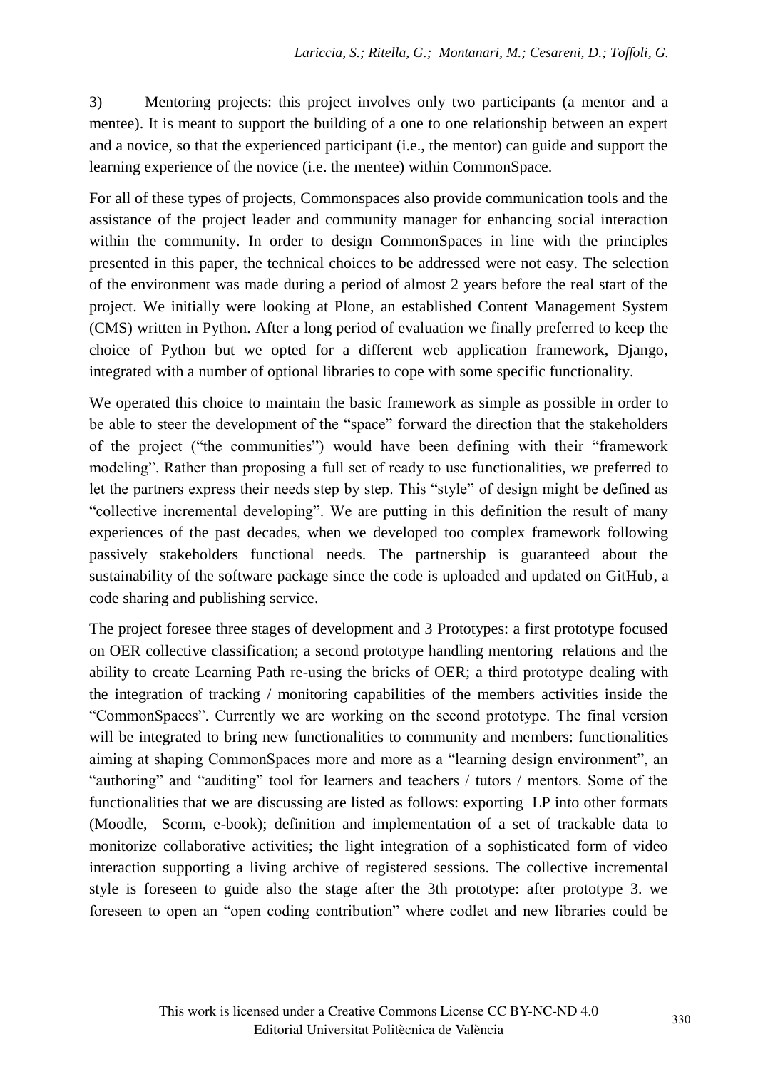3) Mentoring projects: this project involves only two participants (a mentor and a mentee). It is meant to support the building of a one to one relationship between an expert and a novice, so that the experienced participant (i.e., the mentor) can guide and support the learning experience of the novice (i.e. the mentee) within CommonSpace.

For all of these types of projects, Commonspaces also provide communication tools and the assistance of the project leader and community manager for enhancing social interaction within the community. In order to design CommonSpaces in line with the principles presented in this paper, the technical choices to be addressed were not easy. The selection of the environment was made during a period of almost 2 years before the real start of the project. We initially were looking at Plone, an established Content Management System (CMS) written in Python. After a long period of evaluation we finally preferred to keep the choice of Python but we opted for a different web application framework, Django, integrated with a number of optional libraries to cope with some specific functionality.

We operated this choice to maintain the basic framework as simple as possible in order to be able to steer the development of the "space" forward the direction that the stakeholders of the project ("the communities") would have been defining with their "framework modeling". Rather than proposing a full set of ready to use functionalities, we preferred to let the partners express their needs step by step. This "style" of design might be defined as "collective incremental developing". We are putting in this definition the result of many experiences of the past decades, when we developed too complex framework following passively stakeholders functional needs. The partnership is guaranteed about the sustainability of the software package since the code is uploaded and updated on GitHub, a code sharing and publishing service.

The project foresee three stages of development and 3 Prototypes: a first prototype focused on OER collective classification; a second prototype handling mentoring relations and the ability to create Learning Path re-using the bricks of OER; a third prototype dealing with the integration of tracking / monitoring capabilities of the members activities inside the "CommonSpaces". Currently we are working on the second prototype. The final version will be integrated to bring new functionalities to community and members: functionalities aiming at shaping CommonSpaces more and more as a "learning design environment", an "authoring" and "auditing" tool for learners and teachers / tutors / mentors. Some of the functionalities that we are discussing are listed as follows: exporting LP into other formats (Moodle, Scorm, e-book); definition and implementation of a set of trackable data to monitorize collaborative activities; the light integration of a sophisticated form of video interaction supporting a living archive of registered sessions. The collective incremental style is foreseen to guide also the stage after the 3th prototype: after prototype 3. we foreseen to open an "open coding contribution" where codlet and new libraries could be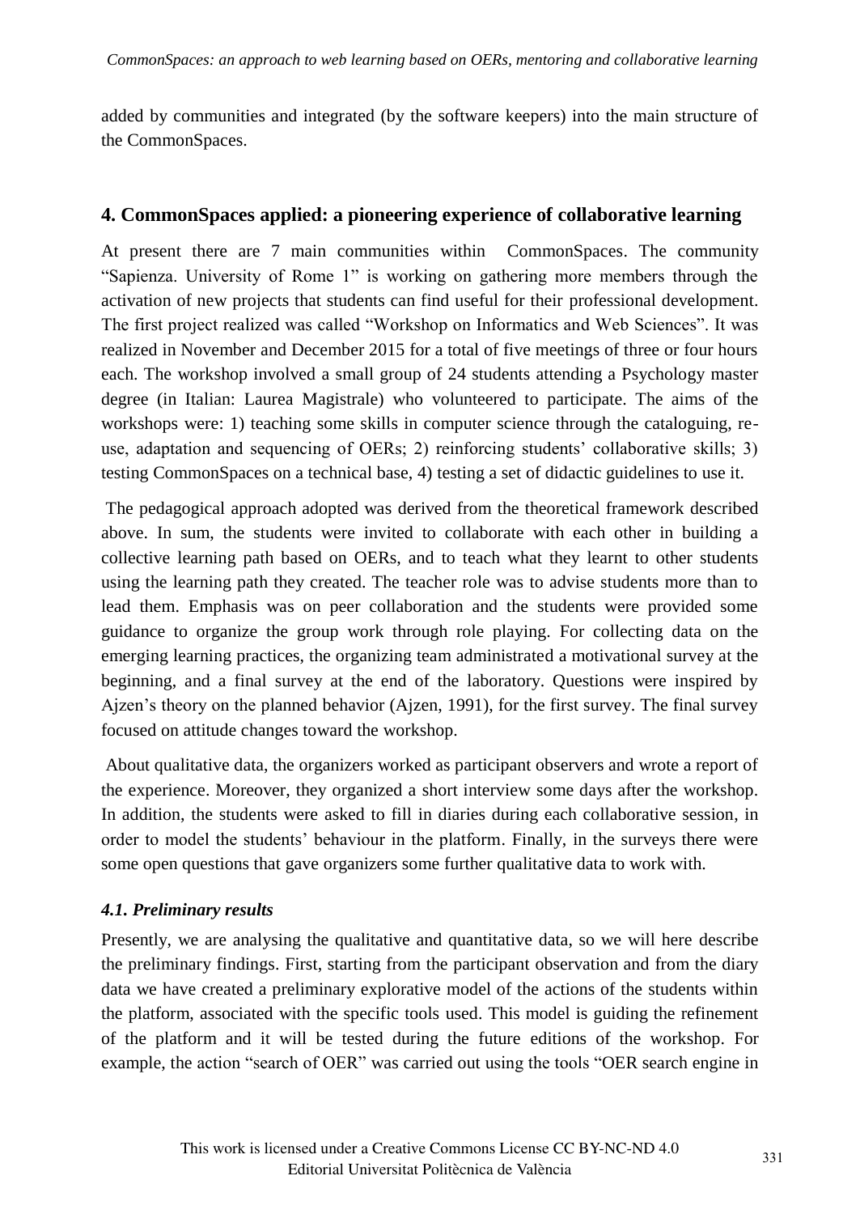added by communities and integrated (by the software keepers) into the main structure of the CommonSpaces.

## 4. CommonSpaces applied: a pioneering experience of collaborative learning

At present there are 7 main communities within CommonSpaces. The community "Sapienza. University of Rome 1" is working on gathering more members through the activation of new projects that students can find useful for their professional development. The first project realized was called "Workshop on Informatics and Web Sciences". It was realized in November and December 2015 for a total of five meetings of three or four hours each. The workshop involved a small group of 24 students attending a Psychology master degree (in Italian: Laurea Magistrale) who volunteered to participate. The aims of the workshops were: 1) teaching some skills in computer science through the cataloguing, re-use, adaptation and sequencing of OERs; 2) reinforcing students' collaborative skills; 3) testing CommonSpaces on a technical base, 4) testing a set of didactic guidelines to use it.

The pedagogical approach adopted was derived from the theoretical framework described above. In sum, the students were invited to collaborate with each other in building a collective learning path based on OERs, and to teach what they learnt to other students using the learning path they created. The teacher role was to advise students more than to lead them. Emphasis was on peer collaboration and the students were provided some guidance to organize the group work through role playing. For collecting data on the emerging learning practices, the organizing team administrated a motivational survey at the beginning, and a final survey at the end of the laboratory. Questions were inspired by Ajzen's theory on the planned behavior (Ajzen, 1991), for the first survey. The final survey focused on attitude changes toward the workshop.

About qualitative data, the organizers worked as participant observers and wrote a report of the experience. Moreover, they organized a short interview some days after the workshop. In addition, the students were asked to fill in diaries during each collaborative session, in order to model the students' behaviour in the platform. Finally, in the surveys there were some open questions that gave organizers some further qualitative data to work with.

### *4.1. Preliminary results*

Presently, we are analysing the qualitative and quantitative data, so we will here describe the preliminary findings. First, starting from the participant observation and from the diary data we have created a preliminary explorative model of the actions of the students within the platform, associated with the specific tools used. This model is guiding the refinement of the platform and it will be tested during the future editions of the workshop. For example, the action "search of OER" was carried out using the tools "OER search engine in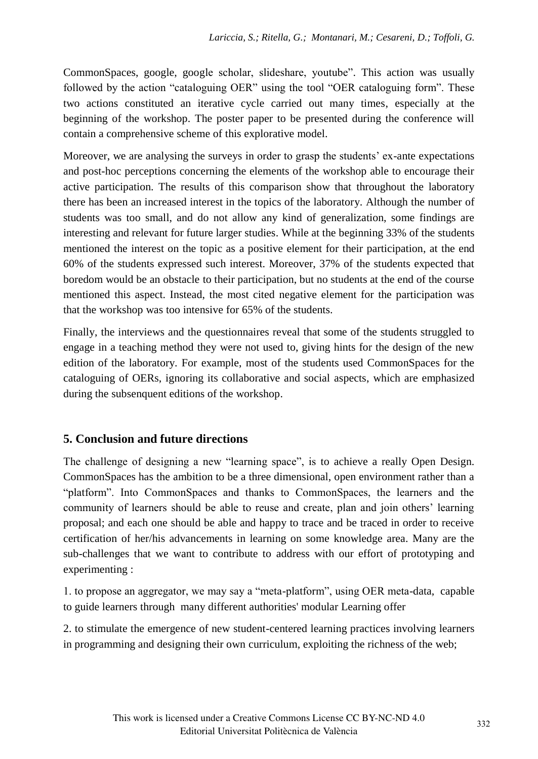CommonSpaces, google, google scholar, slideshare, youtube". This action was usually followed by the action "cataloguing OER" using the tool "OER cataloguing form". These two actions constituted an iterative cycle carried out many times, especially at the beginning of the workshop. The poster paper to be presented during the conference will contain a comprehensive scheme of this explorative model.

Moreover, we are analysing the surveys in order to grasp the students' ex-ante expectations and post-hoc perceptions concerning the elements of the workshop able to encourage their active participation. The results of this comparison show that throughout the laboratory there has been an increased interest in the topics of the laboratory. Although the number of students was too small, and do not allow any kind of generalization, some findings are interesting and relevant for future larger studies. While at the beginning 33% of the students mentioned the interest on the topic as a positive element for their participation, at the end 60% of the students expressed such interest. Moreover, 37% of the students expected that boredom would be an obstacle to their participation, but no students at the end of the course mentioned this aspect. Instead, the most cited negative element for the participation was that the workshop was too intensive for 65% of the students.

Finally, the interviews and the questionnaires reveal that some of the students struggled to engage in a teaching method they were not used to, giving hints for the design of the new edition of the laboratory. For example, most of the students used CommonSpaces for the cataloguing of OERs, ignoring its collaborative and social aspects, which are emphasized during the subsenquent editions of the workshop.

## 5. Conclusion and future directions

The challenge of designing a new "learning space", is to achieve a really Open Design. CommonSpaces has the ambition to be a three dimensional, open environment rather than a "platform". Into CommonSpaces and thanks to CommonSpaces, the learners and the community of learners should be able to reuse and create, plan and join others' learning proposal; and each one should be able and happy to trace and be traced in order to receive certification of her/his advancements in learning on some knowledge area. Many are the sub-challenges that we want to contribute to address with our effort of prototyping and experimenting :

1. to propose an aggregator, we may say a "meta-platform", using OER meta-data, capable to guide learners through many different authorities' modular Learning offer

2. to stimulate the emergence of new student-centered learning practices involving learners in programming and designing their own curriculum, exploiting the richness of the web;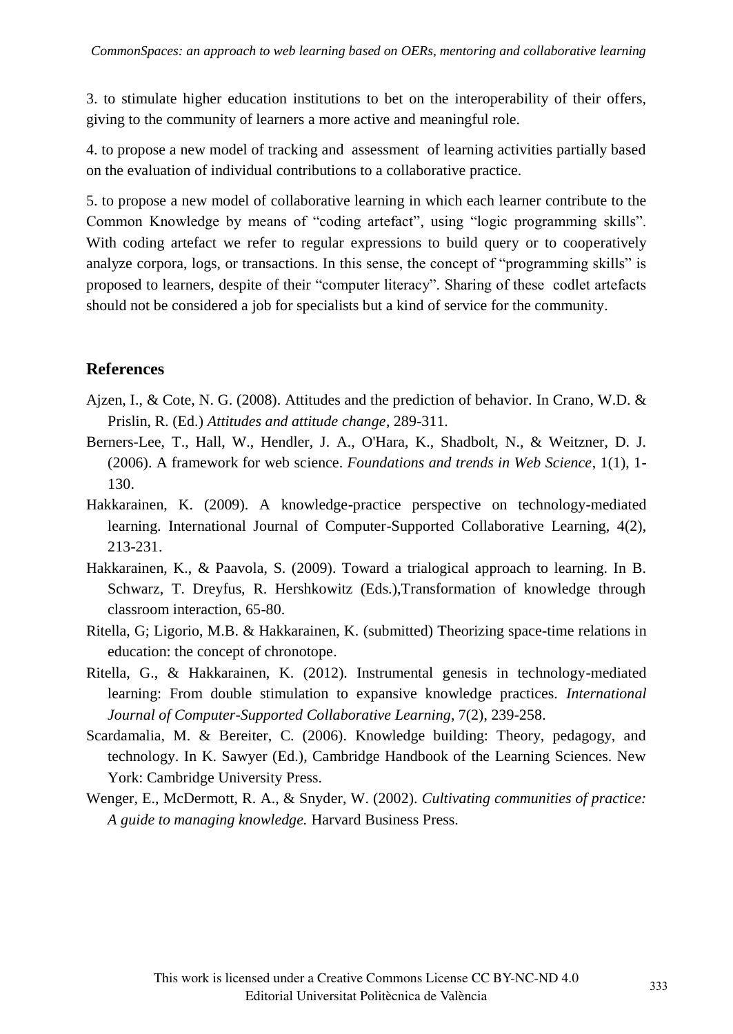3. to stimulate higher education institutions to bet on the interoperability of their offers, giving to the community of learners a more active and meaningful role.

4. to propose a new model of tracking and assessment of learning activities partially based on the evaluation of individual contributions to a collaborative practice.

5. to propose a new model of collaborative learning in which each learner contribute to the Common Knowledge by means of "coding artefact", using "logic programming skills". With coding artefact we refer to regular expressions to build query or to cooperatively analyze corpora, logs, or transactions. In this sense, the concept of "programming skills" is proposed to learners, despite of their "computer literacy". Sharing of these codlet artefacts should not be considered a job for specialists but a kind of service for the community.

## References

Ajzen, I., & Cote, N. G. (2008). Attitudes and the prediction of behavior. In Crano, W.D. & Prislin, R. (Ed.) *Attitudes and attitude change*, 289-311.

Berners-Lee, T., Hall, W., Hendler, J. A., O'Hara, K., Shadbolt, N., & Weitzner, D. J. (2006). A framework for web science. *Foundations and trends in Web Science*, 1(1), 1-130.

Hakkarainen, K. (2009). A knowledge-practice perspective on technology-mediated learning. International Journal of Computer-Supported Collaborative Learning, 4(2), 213-231.

Hakkarainen, K., & Paavola, S. (2009). Toward a trialogical approach to learning. In B. Schwarz, T. Dreyfus, R. Hershkowitz (Eds.),Transformation of knowledge through classroom interaction, 65-80.

Ritella, G; Ligorio, M.B. & Hakkarainen, K. (submitted) Theorizing space-time relations in education: the concept of chronotope.

Ritella, G., & Hakkarainen, K. (2012). Instrumental genesis in technology-mediated learning: From double stimulation to expansive knowledge practices. *International Journal of Computer-Supported Collaborative Learning*, 7(2), 239-258.

Scardamalia, M. & Bereiter, C. (2006). Knowledge building: Theory, pedagogy, and technology. In K. Sawyer (Ed.), Cambridge Handbook of the Learning Sciences. New York: Cambridge University Press.

Wenger, E., McDermott, R. A., & Snyder, W. (2002). *Cultivating communities of practice: A guide to managing knowledge.* Harvard Business Press.